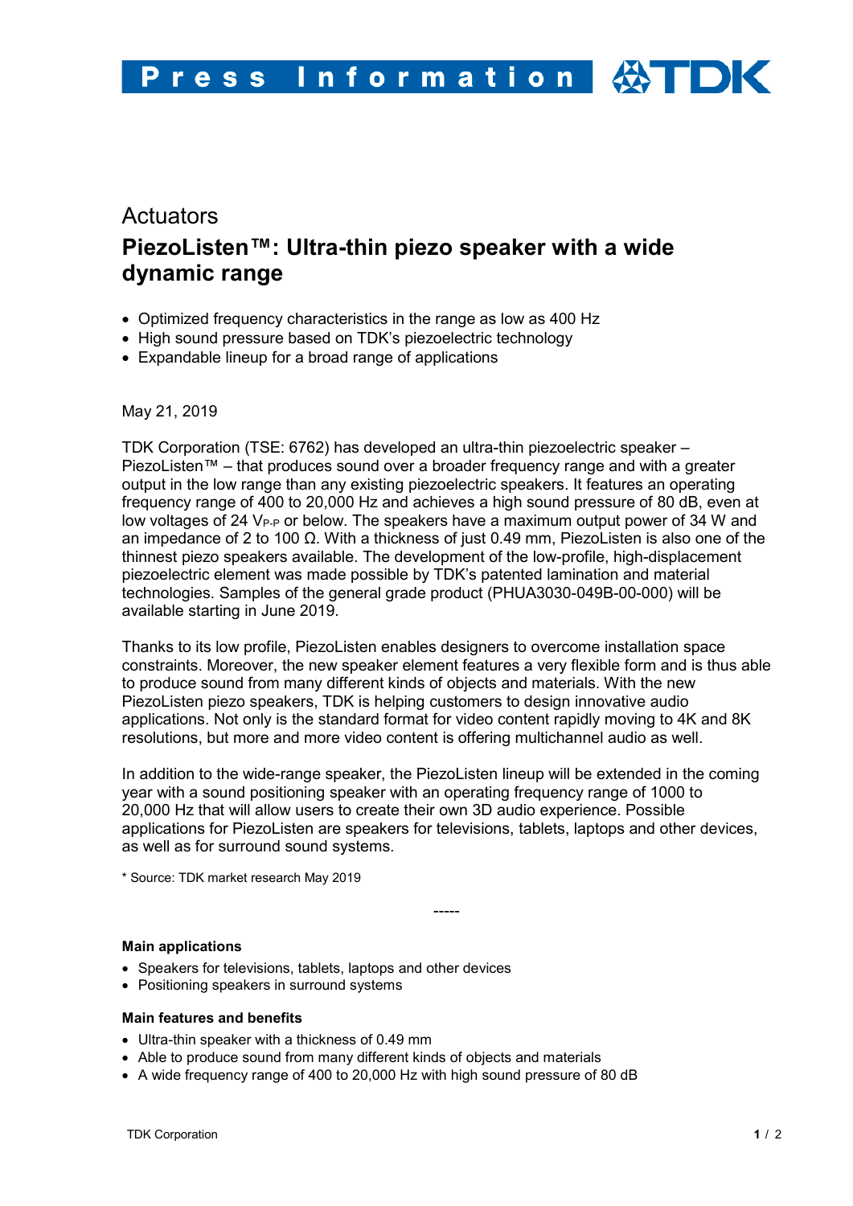Press Information TDK

Actuators

# PiezoListen™: Ultra-thin piezo speaker with a wide dynamic range

- Optimized frequency characteristics in the range as low as 400 Hz
- High sound pressure based on TDK's piezoelectric technology
- Expandable lineup for a broad range of applications

May 21, 2019

TDK Corporation (TSE: 6762) has developed an ultra-thin piezoelectric speaker – PiezoListen™ – that produces sound over a broader frequency range and with a greater output in the low range than any existing piezoelectric speakers. It features an operating frequency range of 400 to 20,000 Hz and achieves a high sound pressure of 80 dB, even at low voltages of 24 $V_{P-P}$ or below. The speakers have a maximum output power of 34 W and an impedance of 2 to 100 Ω. With a thickness of just 0.49 mm, PiezoListen is also one of the thinnest piezo speakers available. The development of the low-profile, high-displacement piezoelectric element was made possible by TDK's patented lamination and material technologies. Samples of the general grade product (PHUA3030-049B-00-000) will be available starting in June 2019.

Thanks to its low profile, PiezoListen enables designers to overcome installation space constraints. Moreover, the new speaker element features a very flexible form and is thus able to produce sound from many different kinds of objects and materials. With the new PiezoListen piezo speakers, TDK is helping customers to design innovative audio applications. Not only is the standard format for video content rapidly moving to 4K and 8K resolutions, but more and more video content is offering multichannel audio as well.

In addition to the wide-range speaker, the PiezoListen lineup will be extended in the coming year with a sound positioning speaker with an operating frequency range of 1000 to 20,000 Hz that will allow users to create their own 3D audio experience. Possible applications for PiezoListen are speakers for televisions, tablets, laptops and other devices, as well as for surround sound systems.

\* Source: TDK market research May 2019

-----

**Main applications**

- Speakers for televisions, tablets, laptops and other devices
- Positioning speakers in surround systems

**Main features and benefits**

- Ultra-thin speaker with a thickness of 0.49 mm
- Able to produce sound from many different kinds of objects and materials
- A wide frequency range of 400 to 20,000 Hz with high sound pressure of 80 dB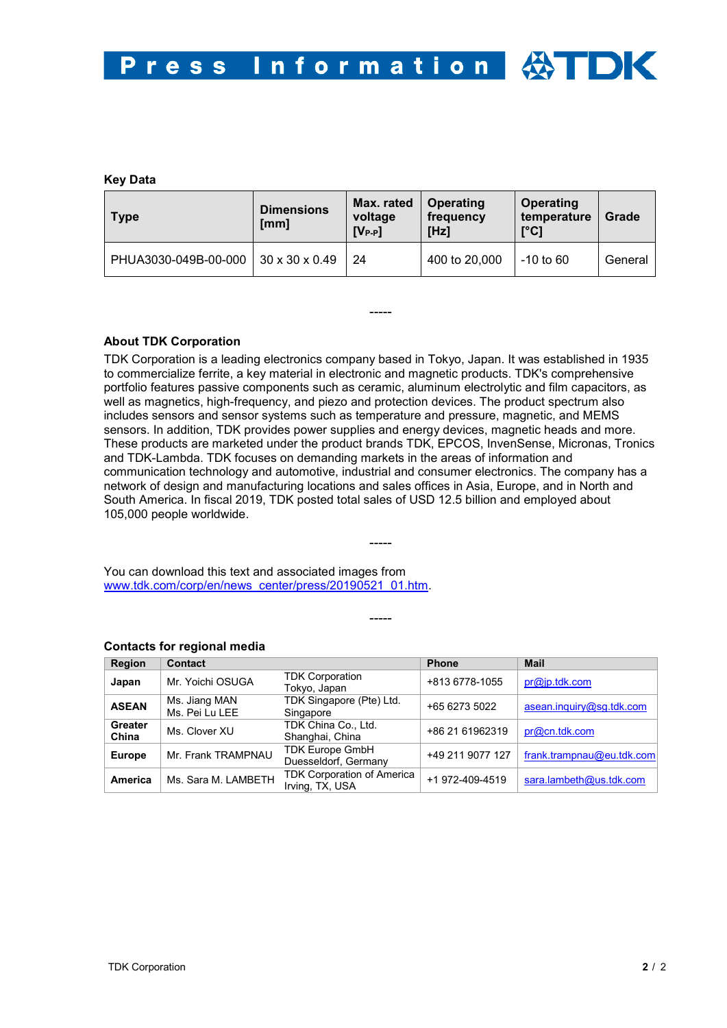**Key Data**

| Type | Dimensions [mm] | Max. rated voltage [$V_{P-P}$] | Operating frequency [Hz] | Operating temperature [°C] | Grade |
|---|---|---|---|---|---|
| PHUA3030-049B-00-000 | 30 x 30 x 0.49 | 24 | 400 to 20,000 | -10 to 60 | General |

-----

**About TDK Corporation**

TDK Corporation is a leading electronics company based in Tokyo, Japan. It was established in 1935 to commercialize ferrite, a key material in electronic and magnetic products. TDK's comprehensive portfolio features passive components such as ceramic, aluminum electrolytic and film capacitors, as well as magnetics, high-frequency, and piezo and protection devices. The product spectrum also includes sensors and sensor systems such as temperature and pressure, magnetic, and MEMS sensors. In addition, TDK provides power supplies and energy devices, magnetic heads and more. These products are marketed under the product brands TDK, EPCOS, InvenSense, Micronas, Tronics and TDK-Lambda. TDK focuses on demanding markets in the areas of information and communication technology and automotive, industrial and consumer electronics. The company has a network of design and manufacturing locations and sales offices in Asia, Europe, and in North and South America. In fiscal 2019, TDK posted total sales of USD 12.5 billion and employed about 105,000 people worldwide.

-----

You can download this text and associated images from www.tdk.com/corp/en/news_center/press/20190521_01.htm.

-----

**Contacts for regional media**

| Region | Contact | | Phone | Mail |
|---|---|---|---|---|
| **Japan** | Mr. Yoichi OSUGA | TDK Corporation Tokyo, Japan | +813 6778-1055 | pr@jp.tdk.com |
| **ASEAN** | Ms. Jiang MAN Ms. Pei Lu LEE | TDK Singapore (Pte) Ltd. Singapore | +65 6273 5022 | asean.inquiry@sg.tdk.com |
| **Greater China** | Ms. Clover XU | TDK China Co., Ltd. Shanghai, China | +86 21 61962319 | pr@cn.tdk.com |
| **Europe** | Mr. Frank TRAMPNAU | TDK Europe GmbH Duesseldorf, Germany | +49 211 9077 127 | frank.trampnau@eu.tdk.com |
| **America** | Ms. Sara M. LAMBETH | TDK Corporation of America Irving, TX, USA | +1 972-409-4519 | sara.lambeth@us.tdk.com |